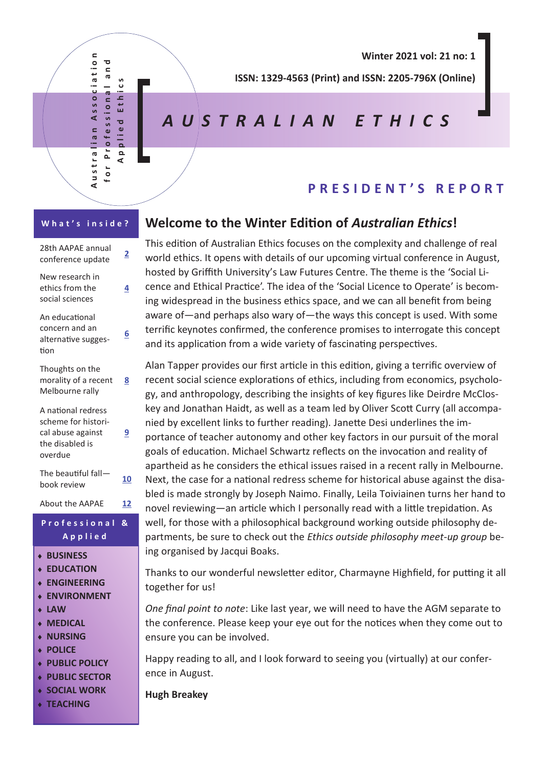Australian Association for Professional and Applied Ethics

Winter 2021 vol: 21 no: 1

ISSN: 1329-4563 (Print) and ISSN: 2205-796X (Online)

# AUSTRALIAN ETHICS

## PRESIDENT'S REPORT

**What's inside?**

| | |
|---|---|
| 28th AAPAE annual conference update | 2 |
| New research in ethics from the social sciences | 4 |
| An educational concern and an alternative suggestion | 6 |
| Thoughts on the morality of a recent Melbourne rally | 8 |
| A national redress scheme for historical abuse against the disabled is overdue | 9 |
| The beautiful fall—book review | 10 |
| About the AAPAE | 12 |

**Professional & Applied**

- BUSINESS
- EDUCATION
- ENGINEERING
- ENVIRONMENT
- LAW
- MEDICAL
- NURSING
- POLICE
- PUBLIC POLICY
- PUBLIC SECTOR
- SOCIAL WORK
- TEACHING

### Welcome to the Winter Edition of *Australian Ethics*!

This edition of Australian Ethics focuses on the complexity and challenge of real world ethics. It opens with details of our upcoming virtual conference in August, hosted by Griffith University's Law Futures Centre. The theme is the 'Social Licence and Ethical Practice'. The idea of the 'Social Licence to Operate' is becoming widespread in the business ethics space, and we can all benefit from being aware of—and perhaps also wary of—the ways this concept is used. With some terrific keynotes confirmed, the conference promises to interrogate this concept and its application from a wide variety of fascinating perspectives.

Alan Tapper provides our first article in this edition, giving a terrific overview of recent social science explorations of ethics, including from economics, psychology, and anthropology, describing the insights of key figures like Deirdre McCloskey and Jonathan Haidt, as well as a team led by Oliver Scott Curry (all accompanied by excellent links to further reading). Janette Desi underlines the importance of teacher autonomy and other key factors in our pursuit of the moral goals of education. Michael Schwartz reflects on the invocation and reality of apartheid as he considers the ethical issues raised in a recent rally in Melbourne. Next, the case for a national redress scheme for historical abuse against the disabled is made strongly by Joseph Naimo. Finally, Leila Toiviainen turns her hand to novel reviewing—an article which I personally read with a little trepidation. As well, for those with a philosophical background working outside philosophy departments, be sure to check out the *Ethics outside philosophy meet-up group* being organised by Jacqui Boaks.

Thanks to our wonderful newsletter editor, Charmayne Highfield, for putting it all together for us!

*One final point to note*: Like last year, we will need to have the AGM separate to the conference. Please keep your eye out for the notices when they come out to ensure you can be involved.

Happy reading to all, and I look forward to seeing you (virtually) at our conference in August.

**Hugh Breakey**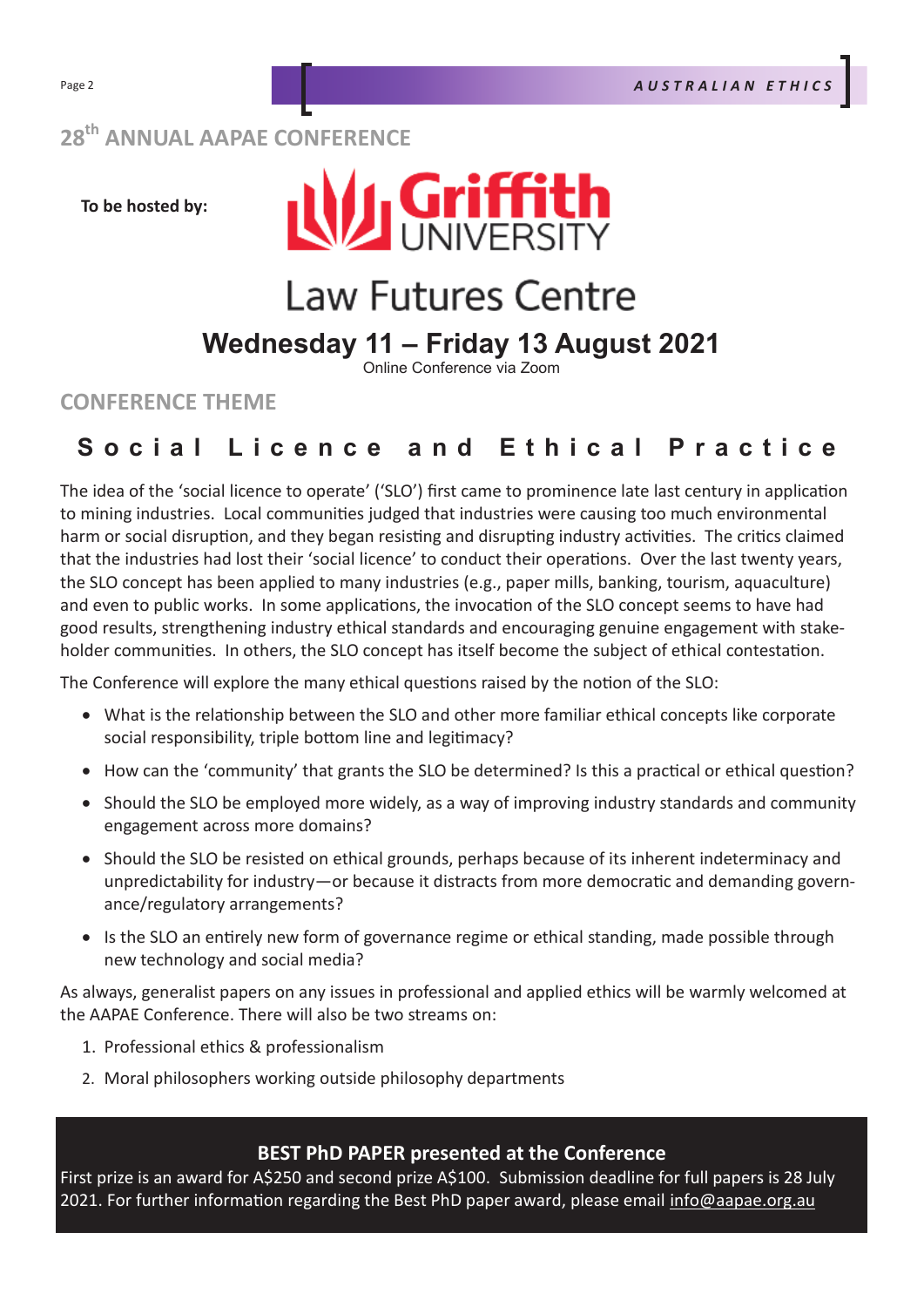## 28th ANNUAL AAPAE CONFERENCE

**To be hosted by:**

Griffith UNIVERSITY

Law Futures Centre

**Wednesday 11 – Friday 13 August 2021**

Online Conference via Zoom

## CONFERENCE THEME

### Social Licence and Ethical Practice

The idea of the 'social licence to operate' ('SLO') first came to prominence late last century in application to mining industries. Local communities judged that industries were causing too much environmental harm or social disruption, and they began resisting and disrupting industry activities. The critics claimed that the industries had lost their 'social licence' to conduct their operations. Over the last twenty years, the SLO concept has been applied to many industries (e.g., paper mills, banking, tourism, aquaculture) and even to public works. In some applications, the invocation of the SLO concept seems to have had good results, strengthening industry ethical standards and encouraging genuine engagement with stakeholder communities. In others, the SLO concept has itself become the subject of ethical contestation.

The Conference will explore the many ethical questions raised by the notion of the SLO:

- What is the relationship between the SLO and other more familiar ethical concepts like corporate social responsibility, triple bottom line and legitimacy?
- How can the 'community' that grants the SLO be determined? Is this a practical or ethical question?
- Should the SLO be employed more widely, as a way of improving industry standards and community engagement across more domains?
- Should the SLO be resisted on ethical grounds, perhaps because of its inherent indeterminacy and unpredictability for industry—or because it distracts from more democratic and demanding governance/regulatory arrangements?
- Is the SLO an entirely new form of governance regime or ethical standing, made possible through new technology and social media?

As always, generalist papers on any issues in professional and applied ethics will be warmly welcomed at the AAPAE Conference. There will also be two streams on:

1. Professional ethics & professionalism
2. Moral philosophers working outside philosophy departments

**BEST PhD PAPER presented at the Conference**

First prize is an award for A$250 and second prize A$100. Submission deadline for full papers is 28 July 2021. For further information regarding the Best PhD paper award, please email info@aapae.org.au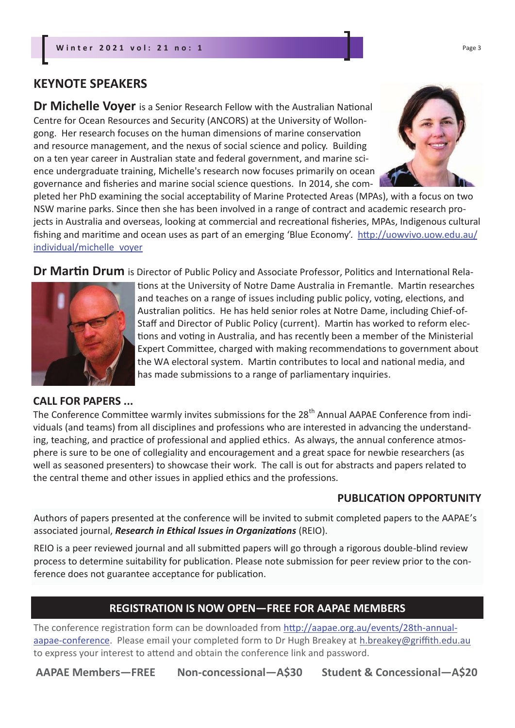## KEYNOTE SPEAKERS

**Dr Michelle Voyer** is a Senior Research Fellow with the Australian National Centre for Ocean Resources and Security (ANCORS) at the University of Wollongong. Her research focuses on the human dimensions of marine conservation and resource management, and the nexus of social science and policy. Building on a ten year career in Australian state and federal government, and marine science undergraduate training, Michelle's research now focuses primarily on ocean governance and fisheries and marine social science questions. In 2014, she completed her PhD examining the social acceptability of Marine Protected Areas (MPAs), with a focus on two NSW marine parks. Since then she has been involved in a range of contract and academic research projects in Australia and overseas, looking at commercial and recreational fisheries, MPAs, Indigenous cultural fishing and maritime and ocean uses as part of an emerging 'Blue Economy'. http://uowvivo.uow.edu.au/individual/michelle_voyer

**Dr Martin Drum** is Director of Public Policy and Associate Professor, Politics and International Relations at the University of Notre Dame Australia in Fremantle. Martin researches and teaches on a range of issues including public policy, voting, elections, and Australian politics. He has held senior roles at Notre Dame, including Chief-of-Staff and Director of Public Policy (current). Martin has worked to reform elections and voting in Australia, and has recently been a member of the Ministerial Expert Committee, charged with making recommendations to government about the WA electoral system. Martin contributes to local and national media, and has made submissions to a range of parliamentary inquiries.

### CALL FOR PAPERS ...

The Conference Committee warmly invites submissions for the 28th Annual AAPAE Conference from individuals (and teams) from all disciplines and professions who are interested in advancing the understanding, teaching, and practice of professional and applied ethics. As always, the annual conference atmosphere is sure to be one of collegiality and encouragement and a great space for newbie researchers (as well as seasoned presenters) to showcase their work. The call is out for abstracts and papers related to the central theme and other issues in applied ethics and the professions.

### PUBLICATION OPPORTUNITY

Authors of papers presented at the conference will be invited to submit completed papers to the AAPAE's associated journal, ***Research in Ethical Issues in Organizations*** (REIO).

REIO is a peer reviewed journal and all submitted papers will go through a rigorous double-blind review process to determine suitability for publication. Please note submission for peer review prior to the conference does not guarantee acceptance for publication.

### REGISTRATION IS NOW OPEN—FREE FOR AAPAE MEMBERS

The conference registration form can be downloaded from http://aapae.org.au/events/28th-annual-aapae-conference. Please email your completed form to Dr Hugh Breakey at h.breakey@griffith.edu.au to express your interest to attend and obtain the conference link and password.

**AAPAE Members—FREE** **Non-concessional—A$30** **Student & Concessional—A$20**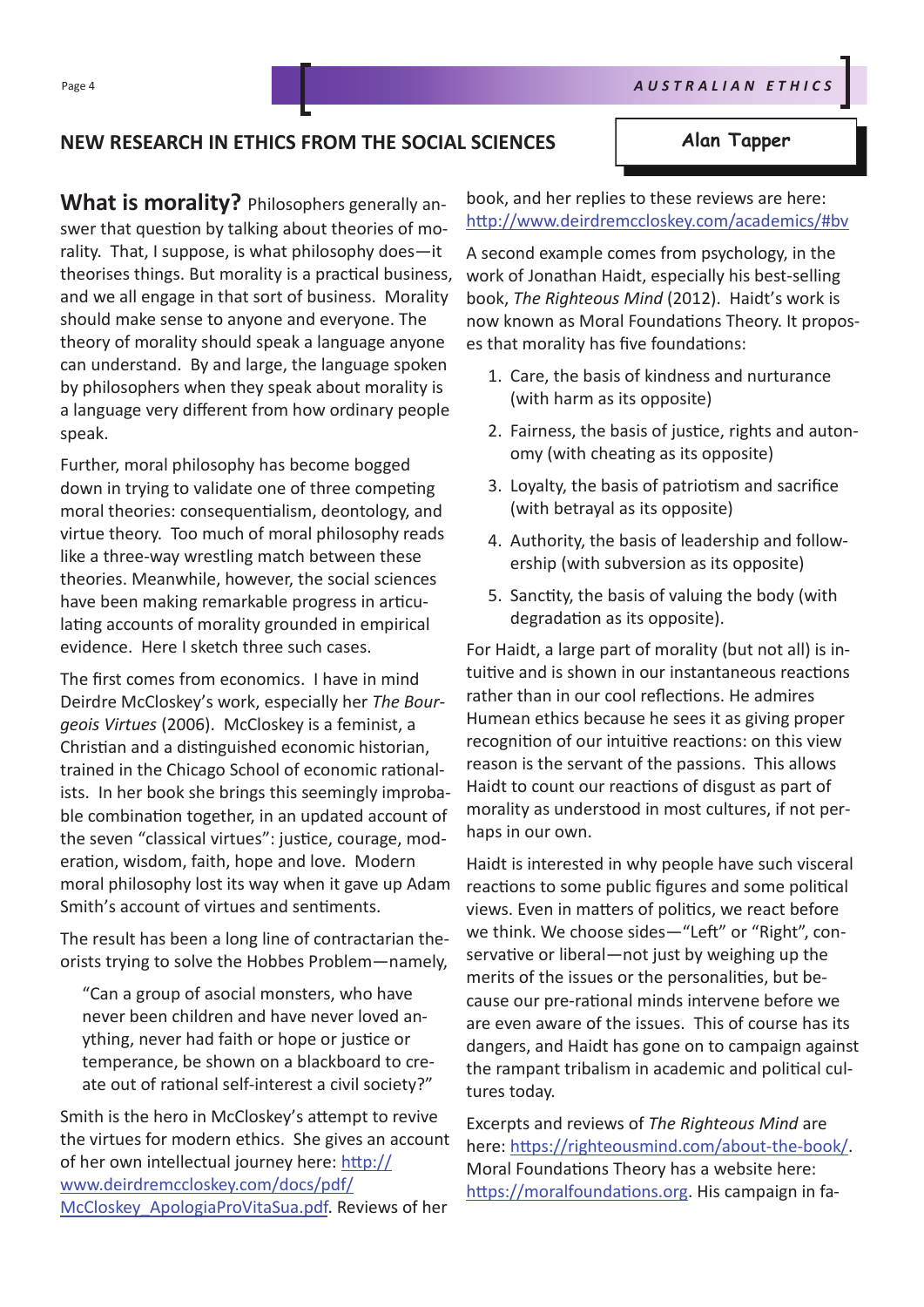## NEW RESEARCH IN ETHICS FROM THE SOCIAL SCIENCES

**Alan Tapper**

**What is morality?** Philosophers generally answer that question by talking about theories of morality. That, I suppose, is what philosophy does—it theorises things. But morality is a practical business, and we all engage in that sort of business. Morality should make sense to anyone and everyone. The theory of morality should speak a language anyone can understand. By and large, the language spoken by philosophers when they speak about morality is a language very different from how ordinary people speak.

Further, moral philosophy has become bogged down in trying to validate one of three competing moral theories: consequentialism, deontology, and virtue theory. Too much of moral philosophy reads like a three-way wrestling match between these theories. Meanwhile, however, the social sciences have been making remarkable progress in articulating accounts of morality grounded in empirical evidence. Here I sketch three such cases.

The first comes from economics. I have in mind Deirdre McCloskey's work, especially her *The Bourgeois Virtues* (2006). McCloskey is a feminist, a Christian and a distinguished economic historian, trained in the Chicago School of economic rationalists. In her book she brings this seemingly improbable combination together, in an updated account of the seven "classical virtues": justice, courage, moderation, wisdom, faith, hope and love. Modern moral philosophy lost its way when it gave up Adam Smith's account of virtues and sentiments.

The result has been a long line of contractarian theorists trying to solve the Hobbes Problem—namely,

> "Can a group of asocial monsters, who have never been children and have never loved anything, never had faith or hope or justice or temperance, be shown on a blackboard to create out of rational self-interest a civil society?"

Smith is the hero in McCloskey's attempt to revive the virtues for modern ethics. She gives an account of her own intellectual journey here: http://www.deirdremccloskey.com/docs/pdf/McCloskey_ApologiaProVitaSua.pdf. Reviews of her book, and her replies to these reviews are here: http://www.deirdremccloskey.com/academics/#bv

A second example comes from psychology, in the work of Jonathan Haidt, especially his best-selling book, *The Righteous Mind* (2012). Haidt's work is now known as Moral Foundations Theory. It proposes that morality has five foundations:

1. Care, the basis of kindness and nurturance (with harm as its opposite)
2. Fairness, the basis of justice, rights and autonomy (with cheating as its opposite)
3. Loyalty, the basis of patriotism and sacrifice (with betrayal as its opposite)
4. Authority, the basis of leadership and followership (with subversion as its opposite)
5. Sanctity, the basis of valuing the body (with degradation as its opposite).

For Haidt, a large part of morality (but not all) is intuitive and is shown in our instantaneous reactions rather than in our cool reflections. He admires Humean ethics because he sees it as giving proper recognition of our intuitive reactions: on this view reason is the servant of the passions. This allows Haidt to count our reactions of disgust as part of morality as understood in most cultures, if not perhaps in our own.

Haidt is interested in why people have such visceral reactions to some public figures and some political views. Even in matters of politics, we react before we think. We choose sides—"Left" or "Right", conservative or liberal—not just by weighing up the merits of the issues or the personalities, but because our pre-rational minds intervene before we are even aware of the issues. This of course has its dangers, and Haidt has gone on to campaign against the rampant tribalism in academic and political cultures today.

Excerpts and reviews of *The Righteous Mind* are here: https://righteousmind.com/about-the-book/. Moral Foundations Theory has a website here: https://moralfoundations.org. His campaign in fa-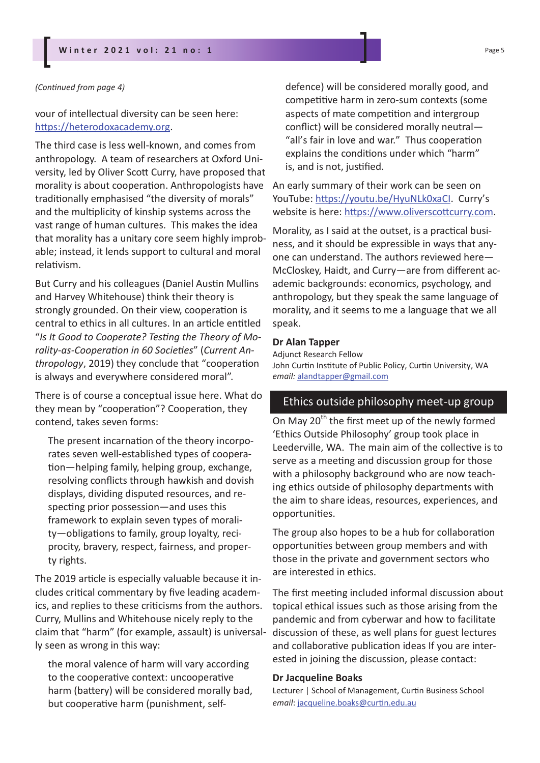*(Continued from page 4)*

vour of intellectual diversity can be seen here: https://heterodoxacademy.org.

The third case is less well-known, and comes from anthropology. A team of researchers at Oxford University, led by Oliver Scott Curry, have proposed that morality is about cooperation. Anthropologists have traditionally emphasised "the diversity of morals" and the multiplicity of kinship systems across the vast range of human cultures. This makes the idea that morality has a unitary core seem highly improbable; instead, it lends support to cultural and moral relativism.

But Curry and his colleagues (Daniel Austin Mullins and Harvey Whitehouse) think their theory is strongly grounded. On their view, cooperation is central to ethics in all cultures. In an article entitled "*Is It Good to Cooperate? Testing the Theory of Morality-as-Cooperation in 60 Societies*" (*Current Anthropology*, 2019) they conclude that "cooperation is always and everywhere considered moral".

There is of course a conceptual issue here. What do they mean by "cooperation"? Cooperation, they contend, takes seven forms:

> The present incarnation of the theory incorporates seven well-established types of cooperation—helping family, helping group, exchange, resolving conflicts through hawkish and dovish displays, dividing disputed resources, and respecting prior possession—and uses this framework to explain seven types of morality—obligations to family, group loyalty, reciprocity, bravery, respect, fairness, and property rights.

The 2019 article is especially valuable because it includes critical commentary by five leading academics, and replies to these criticisms from the authors. Curry, Mullins and Whitehouse nicely reply to the claim that "harm" (for example, assault) is universally seen as wrong in this way:

> the moral valence of harm will vary according to the cooperative context: uncooperative harm (battery) will be considered morally bad, but cooperative harm (punishment, self-defence) will be considered morally good, and competitive harm in zero-sum contexts (some aspects of mate competition and intergroup conflict) will be considered morally neutral—"all's fair in love and war." Thus cooperation explains the conditions under which "harm" is, and is not, justified.

An early summary of their work can be seen on YouTube: https://youtu.be/HyuNLk0xaCI. Curry's website is here: https://www.oliverscottcurry.com.

Morality, as I said at the outset, is a practical business, and it should be expressible in ways that anyone can understand. The authors reviewed here—McCloskey, Haidt, and Curry—are from different academic backgrounds: economics, psychology, and anthropology, but they speak the same language of morality, and it seems to me a language that we all speak.

**Dr Alan Tapper**
Adjunct Research Fellow
John Curtin Institute of Public Policy, Curtin University, WA
*email:* alandtapper@gmail.com

## Ethics outside philosophy meet-up group

On May 20th the first meet up of the newly formed 'Ethics Outside Philosophy' group took place in Leederville, WA. The main aim of the collective is to serve as a meeting and discussion group for those with a philosophy background who are now teaching ethics outside of philosophy departments with the aim to share ideas, resources, experiences, and opportunities.

The group also hopes to be a hub for collaboration opportunities between group members and with those in the private and government sectors who are interested in ethics.

The first meeting included informal discussion about topical ethical issues such as those arising from the pandemic and from cyberwar and how to facilitate discussion of these, as well plans for guest lectures and collaborative publication ideas If you are interested in joining the discussion, please contact:

**Dr Jacqueline Boaks**
Lecturer | School of Management, Curtin Business School
*email*: jacqueline.boaks@curtin.edu.au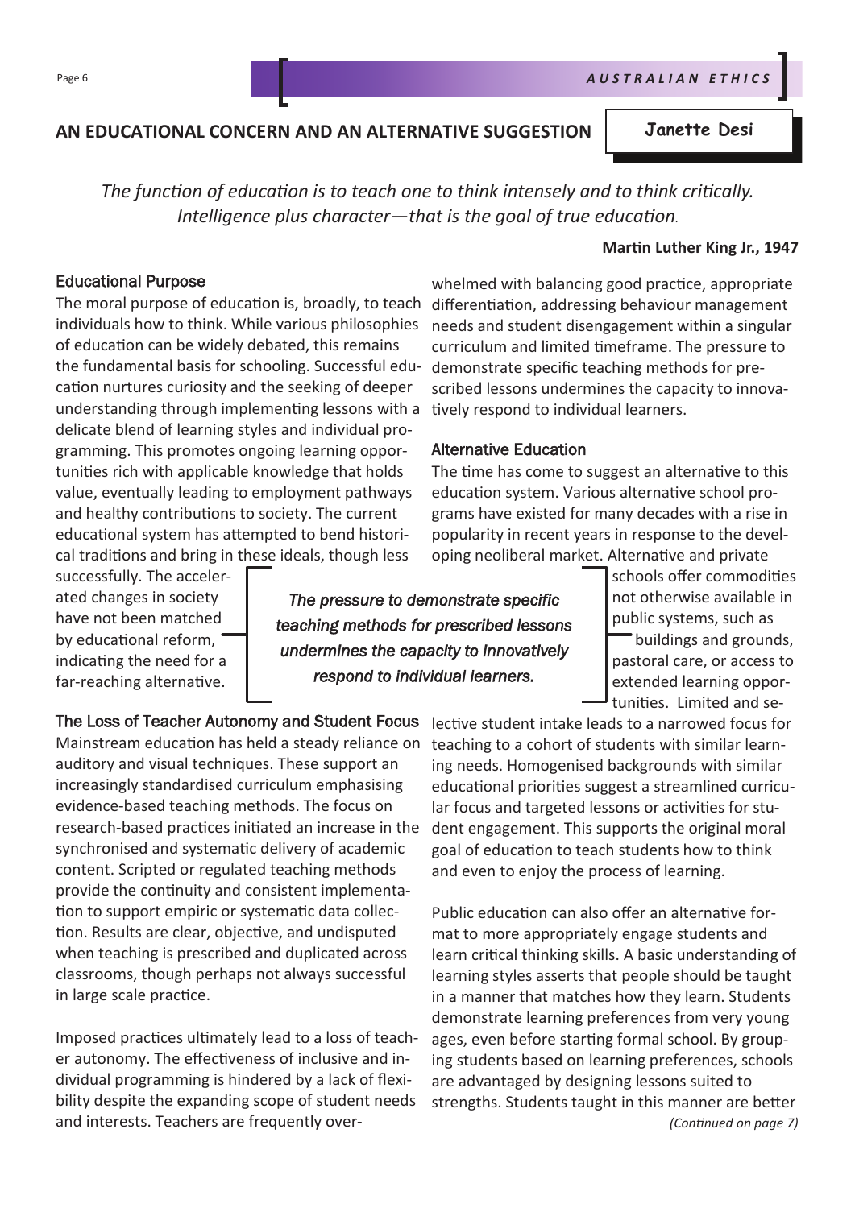## AN EDUCATIONAL CONCERN AND AN ALTERNATIVE SUGGESTION

**Janette Desi**

*The function of education is to teach one to think intensely and to think critically. Intelligence plus character—that is the goal of true education.*

**Martin Luther King Jr., 1947**

### Educational Purpose

The moral purpose of education is, broadly, to teach individuals how to think. While various philosophies of education can be widely debated, this remains the fundamental basis for schooling. Successful education nurtures curiosity and the seeking of deeper understanding through implementing lessons with a delicate blend of learning styles and individual programming. This promotes ongoing learning opportunities rich with applicable knowledge that holds value, eventually leading to employment pathways and healthy contributions to society. The current educational system has attempted to bend historical traditions and bring in these ideals, though less successfully. The accelerated changes in society have not been matched by educational reform, indicating the need for a far-reaching alternative.

### The Loss of Teacher Autonomy and Student Focus

Mainstream education has held a steady reliance on auditory and visual techniques. These support an increasingly standardised curriculum emphasising evidence-based teaching methods. The focus on research-based practices initiated an increase in the synchronised and systematic delivery of academic content. Scripted or regulated teaching methods provide the continuity and consistent implementation to support empiric or systematic data collection. Results are clear, objective, and undisputed when teaching is prescribed and duplicated across classrooms, though perhaps not always successful in large scale practice.

Imposed practices ultimately lead to a loss of teacher autonomy. The effectiveness of inclusive and individual programming is hindered by a lack of flexibility despite the expanding scope of student needs and interests. Teachers are frequently overwhelmed with balancing good practice, appropriate differentiation, addressing behaviour management needs and student disengagement within a singular curriculum and limited timeframe. The pressure to demonstrate specific teaching methods for prescribed lessons undermines the capacity to innovatively respond to individual learners.

> *The pressure to demonstrate specific teaching methods for prescribed lessons undermines the capacity to innovatively respond to individual learners.*

### Alternative Education

The time has come to suggest an alternative to this education system. Various alternative school programs have existed for many decades with a rise in popularity in recent years in response to the developing neoliberal market. Alternative and private schools offer commodities not otherwise available in public systems, such as buildings and grounds, pastoral care, or access to extended learning opportunities. Limited and selective student intake leads to a narrowed focus for teaching to a cohort of students with similar learning needs. Homogenised backgrounds with similar educational priorities suggest a streamlined curricular focus and targeted lessons or activities for student engagement. This supports the original moral goal of education to teach students how to think and even to enjoy the process of learning.

Public education can also offer an alternative format to more appropriately engage students and learn critical thinking skills. A basic understanding of learning styles asserts that people should be taught in a manner that matches how they learn. Students demonstrate learning preferences from very young ages, even before starting formal school. By grouping students based on learning preferences, schools are advantaged by designing lessons suited to strengths. Students taught in this manner are better

*(Continued on page 7)*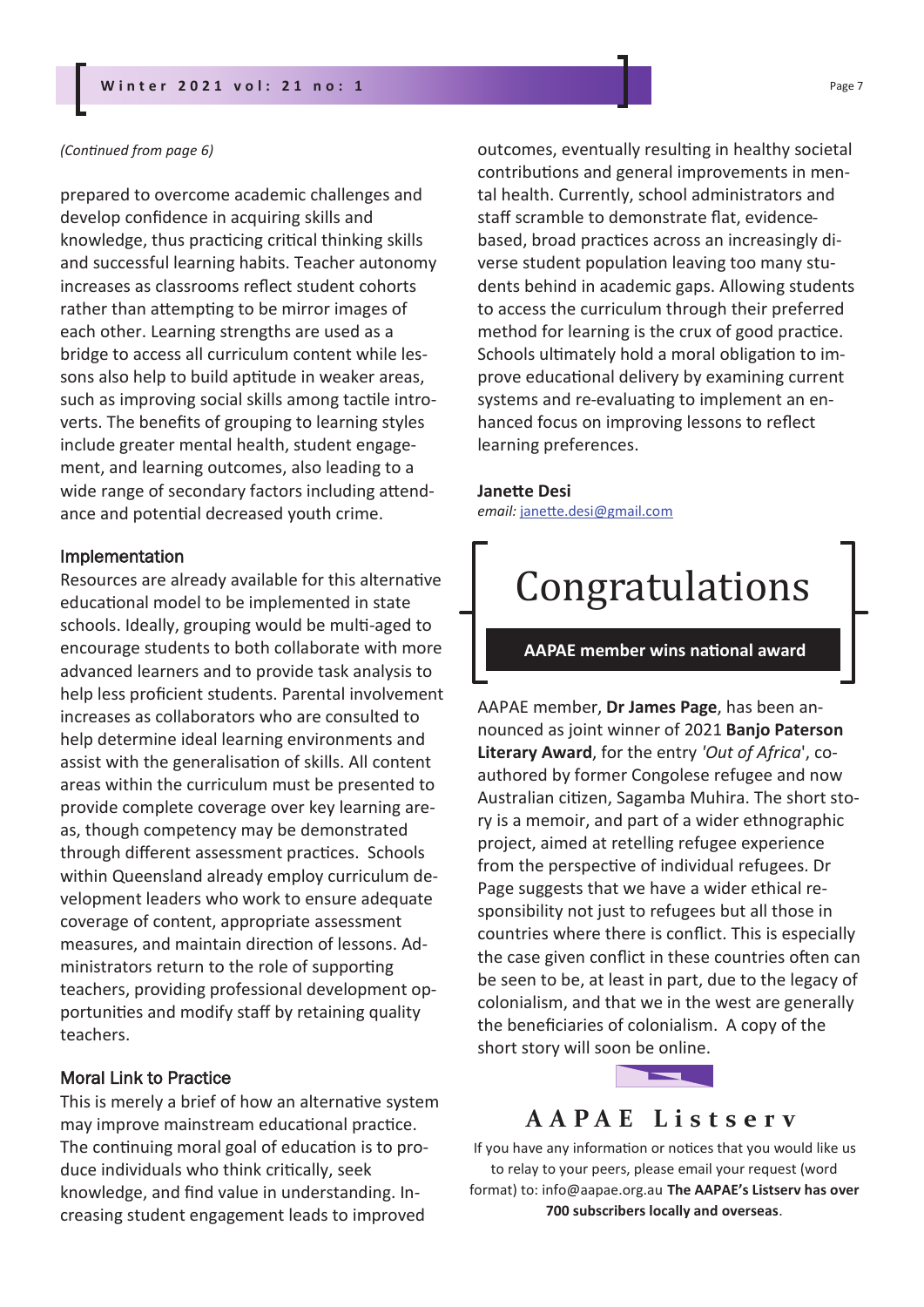*(Continued from page 6)*

prepared to overcome academic challenges and develop confidence in acquiring skills and knowledge, thus practicing critical thinking skills and successful learning habits. Teacher autonomy increases as classrooms reflect student cohorts rather than attempting to be mirror images of each other. Learning strengths are used as a bridge to access all curriculum content while lessons also help to build aptitude in weaker areas, such as improving social skills among tactile introverts. The benefits of grouping to learning styles include greater mental health, student engagement, and learning outcomes, also leading to a wide range of secondary factors including attendance and potential decreased youth crime.

### Implementation

Resources are already available for this alternative educational model to be implemented in state schools. Ideally, grouping would be multi-aged to encourage students to both collaborate with more advanced learners and to provide task analysis to help less proficient students. Parental involvement increases as collaborators who are consulted to help determine ideal learning environments and assist with the generalisation of skills. All content areas within the curriculum must be presented to provide complete coverage over key learning areas, though competency may be demonstrated through different assessment practices. Schools within Queensland already employ curriculum development leaders who work to ensure adequate coverage of content, appropriate assessment measures, and maintain direction of lessons. Administrators return to the role of supporting teachers, providing professional development opportunities and modify staff by retaining quality teachers.

### Moral Link to Practice

This is merely a brief of how an alternative system may improve mainstream educational practice. The continuing moral goal of education is to produce individuals who think critically, seek knowledge, and find value in understanding. Increasing student engagement leads to improved outcomes, eventually resulting in healthy societal contributions and general improvements in mental health. Currently, school administrators and staff scramble to demonstrate flat, evidence-based, broad practices across an increasingly diverse student population leaving too many students behind in academic gaps. Allowing students to access the curriculum through their preferred method for learning is the crux of good practice. Schools ultimately hold a moral obligation to improve educational delivery by examining current systems and re-evaluating to implement an enhanced focus on improving lessons to reflect learning preferences.

**Janette Desi**
*email:* janette.desi@gmail.com

# Congratulations

**AAPAE member wins national award**

AAPAE member, **Dr James Page**, has been announced as joint winner of 2021 **Banjo Paterson Literary Award**, for the entry *'Out of Africa*', co-authored by former Congolese refugee and now Australian citizen, Sagamba Muhira. The short story is a memoir, and part of a wider ethnographic project, aimed at retelling refugee experience from the perspective of individual refugees. Dr Page suggests that we have a wider ethical responsibility not just to refugees but all those in countries where there is conflict. This is especially the case given conflict in these countries often can be seen to be, at least in part, due to the legacy of colonialism, and that we in the west are generally the beneficiaries of colonialism. A copy of the short story will soon be online.

## AAPAE Listserv

If you have any information or notices that you would like us to relay to your peers, please email your request (word format) to: info@aapae.org.au **The AAPAE's Listserv has over 700 subscribers locally and overseas**.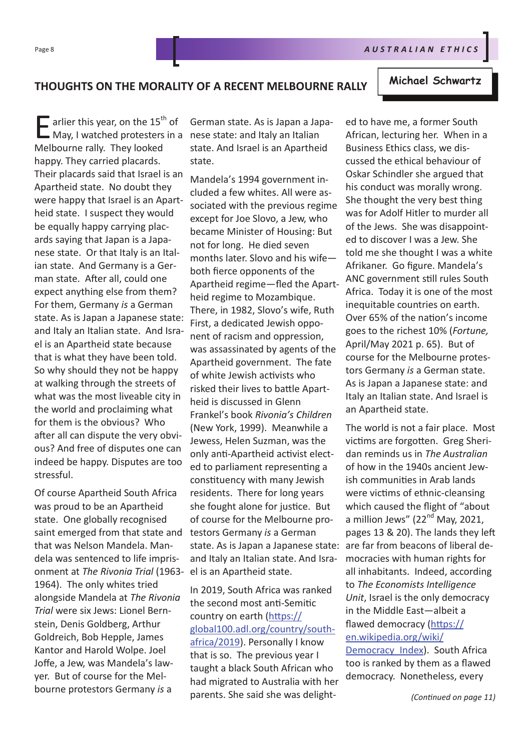## THOUGHTS ON THE MORALITY OF A RECENT MELBOURNE RALLY

**Michael Schwartz**

Earlier this year, on the 15th of May, I watched protesters in a Melbourne rally. They looked happy. They carried placards. Their placards said that Israel is an Apartheid state. No doubt they were happy that Israel is an Apartheid state. I suspect they would be equally happy carrying placards saying that Japan is a Japanese state. Or that Italy is an Italian state. And Germany is a German state. After all, could one expect anything else from them? For them, Germany *is* a German state. As is Japan a Japanese state: and Italy an Italian state. And Israel is an Apartheid state because that is what they have been told. So why should they not be happy at walking through the streets of what was the most liveable city in the world and proclaiming what for them is the obvious? Who after all can dispute the very obvious? And free of disputes one can indeed be happy. Disputes are too stressful.

Of course Apartheid South Africa was proud to be an Apartheid state. One globally recognised saint emerged from that state and that was Nelson Mandela. Mandela was sentenced to life imprisonment at *The Rivonia Trial* (1963-1964). The only whites tried alongside Mandela at *The Rivonia Trial* were six Jews: Lionel Bernstein, Denis Goldberg, Arthur Goldreich, Bob Hepple, James Kantor and Harold Wolpe. Joel Joffe, a Jew, was Mandela's lawyer. But of course for the Melbourne protestors Germany *is* a German state. As is Japan a Japanese state: and Italy an Italian state. And Israel is an Apartheid state.

Mandela's 1994 government included a few whites. All were associated with the previous regime except for Joe Slovo, a Jew, who became Minister of Housing: But not for long. He died seven months later. Slovo and his wife—both fierce opponents of the Apartheid regime—fled the Apartheid regime to Mozambique. There, in 1982, Slovo's wife, Ruth First, a dedicated Jewish opponent of racism and oppression, was assassinated by agents of the Apartheid government. The fate of white Jewish activists who risked their lives to battle Apartheid is discussed in Glenn Frankel's book *Rivonia's Children* (New York, 1999). Meanwhile a Jewess, Helen Suzman, was the only anti-Apartheid activist elected to parliament representing a constituency with many Jewish residents. There for long years she fought alone for justice. But of course for the Melbourne protestors Germany *is* a German state. As is Japan a Japanese state: and Italy an Italian state. And Israel is an Apartheid state.

In 2019, South Africa was ranked the second most anti-Semitic country on earth (https://global100.adl.org/country/south-africa/2019). Personally I know that is so. The previous year I taught a black South African who had migrated to Australia with her parents. She said she was delighted to have me, a former South African, lecturing her. When in a Business Ethics class, we discussed the ethical behaviour of Oskar Schindler she argued that his conduct was morally wrong. She thought the very best thing was for Adolf Hitler to murder all of the Jews. She was disappointed to discover I was a Jew. She told me she thought I was a white Afrikaner. Go figure. Mandela's ANC government still rules South Africa. Today it is one of the most inequitable countries on earth. Over 65% of the nation's income goes to the richest 10% (*Fortune,* April/May 2021 p. 65). But of course for the Melbourne protestors Germany *is* a German state. As is Japan a Japanese state: and Italy an Italian state. And Israel is an Apartheid state.

The world is not a fair place. Most victims are forgotten. Greg Sheridan reminds us in *The Australian* of how in the 1940s ancient Jewish communities in Arab lands were victims of ethnic-cleansing which caused the flight of "about a million Jews" (22nd May, 2021, pages 13 & 20). The lands they left are far from beacons of liberal democracies with human rights for all inhabitants. Indeed, according to *The Economists Intelligence Unit*, Israel is the only democracy in the Middle East—albeit a flawed democracy (https://en.wikipedia.org/wiki/Democracy_Index). South Africa too is ranked by them as a flawed democracy. Nonetheless, every

*(Continued on page 11)*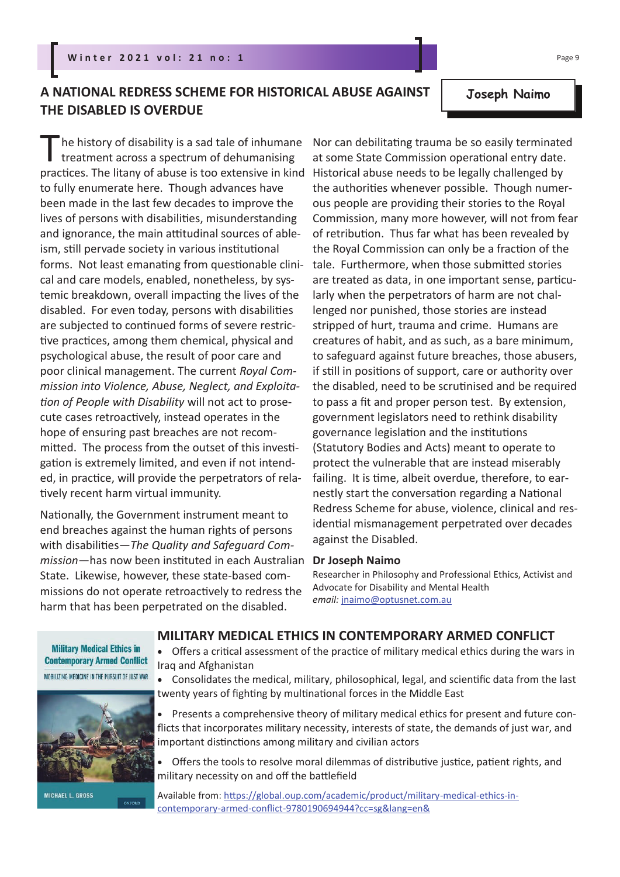## A NATIONAL REDRESS SCHEME FOR HISTORICAL ABUSE AGAINST THE DISABLED IS OVERDUE

**Joseph Naimo**

The history of disability is a sad tale of inhumane treatment across a spectrum of dehumanising practices. The litany of abuse is too extensive in kind to fully enumerate here. Though advances have been made in the last few decades to improve the lives of persons with disabilities, misunderstanding and ignorance, the main attitudinal sources of ableism, still pervade society in various institutional forms. Not least emanating from questionable clinical and care models, enabled, nonetheless, by systemic breakdown, overall impacting the lives of the disabled. For even today, persons with disabilities are subjected to continued forms of severe restrictive practices, among them chemical, physical and psychological abuse, the result of poor care and poor clinical management. The current *Royal Commission into Violence, Abuse, Neglect, and Exploitation of People with Disability* will not act to prosecute cases retroactively, instead operates in the hope of ensuring past breaches are not recommitted. The process from the outset of this investigation is extremely limited, and even if not intended, in practice, will provide the perpetrators of relatively recent harm virtual immunity.

Nationally, the Government instrument meant to end breaches against the human rights of persons with disabilities—*The Quality and Safeguard Commission*—has now been instituted in each Australian State. Likewise, however, these state-based commissions do not operate retroactively to redress the harm that has been perpetrated on the disabled. Nor can debilitating trauma be so easily terminated at some State Commission operational entry date. Historical abuse needs to be legally challenged by the authorities whenever possible. Though numerous people are providing their stories to the Royal Commission, many more however, will not from fear of retribution. Thus far what has been revealed by the Royal Commission can only be a fraction of the tale. Furthermore, when those submitted stories are treated as data, in one important sense, particularly when the perpetrators of harm are not challenged nor punished, those stories are instead stripped of hurt, trauma and crime. Humans are creatures of habit, and as such, as a bare minimum, to safeguard against future breaches, those abusers, if still in positions of support, care or authority over the disabled, need to be scrutinised and be required to pass a fit and proper person test. By extension, government legislators need to rethink disability governance legislation and the institutions (Statutory Bodies and Acts) meant to operate to protect the vulnerable that are instead miserably failing. It is time, albeit overdue, therefore, to earnestly start the conversation regarding a National Redress Scheme for abuse, violence, clinical and residential mismanagement perpetrated over decades against the Disabled.

**Dr Joseph Naimo**

Researcher in Philosophy and Professional Ethics, Activist and Advocate for Disability and Mental Health
*email:* jnaimo@optusnet.com.au

## MILITARY MEDICAL ETHICS IN CONTEMPORARY ARMED CONFLICT

**Military Medical Ethics in Contemporary Armed Conflict**
MOBILIZING MEDICINE IN THE PURSUIT OF JUST WAR
MICHAEL L. GROSS
OXFORD

- Offers a critical assessment of the practice of military medical ethics during the wars in Iraq and Afghanistan
- Consolidates the medical, military, philosophical, legal, and scientific data from the last twenty years of fighting by multinational forces in the Middle East
- Presents a comprehensive theory of military medical ethics for present and future conflicts that incorporates military necessity, interests of state, the demands of just war, and important distinctions among military and civilian actors
- Offers the tools to resolve moral dilemmas of distributive justice, patient rights, and military necessity on and off the battlefield

Available from: https://global.oup.com/academic/product/military-medical-ethics-in-contemporary-armed-conflict-9780190694944?cc=sg&lang=en&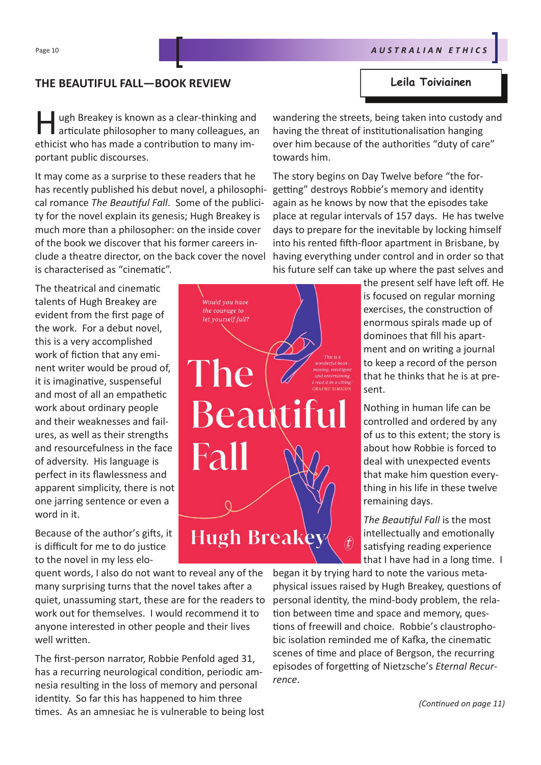## THE BEAUTIFUL FALL—BOOK REVIEW

**Leila Toiviainen**

Hugh Breakey is known as a clear-thinking and articulate philosopher to many colleagues, an ethicist who has made a contribution to many important public discourses.

It may come as a surprise to these readers that he has recently published his debut novel, a philosophical romance *The Beautiful Fall*. Some of the publicity for the novel explain its genesis; Hugh Breakey is much more than a philosopher: on the inside cover of the book we discover that his former careers include a theatre director, on the back cover the novel is characterised as "cinematic".

The theatrical and cinematic talents of Hugh Breakey are evident from the first page of the work. For a debut novel, this is a very accomplished work of fiction that any eminent writer would be proud of, it is imaginative, suspenseful and most of all an empathetic work about ordinary people and their weaknesses and failures, as well as their strengths and resourcefulness in the face of adversity. His language is perfect in its flawlessness and apparent simplicity, there is not one jarring sentence or even a word in it.

Because of the author's gifts, it is difficult for me to do justice to the novel in my less eloquent words, I also do not want to reveal any of the many surprising turns that the novel takes after a quiet, unassuming start, these are for the readers to work out for themselves. I would recommend it to anyone interested in other people and their lives well written.

The first-person narrator, Robbie Penfold aged 31, has a recurring neurological condition, periodic amnesia resulting in the loss of memory and personal identity. So far this has happened to him three times. As an amnesiac he is vulnerable to being lost wandering the streets, being taken into custody and having the threat of institutionalisation hanging over him because of the authorities "duty of care" towards him.

The story begins on Day Twelve before "the forgetting" destroys Robbie's memory and identity again as he knows by now that the episodes take place at regular intervals of 157 days. He has twelve days to prepare for the inevitable by locking himself into his rented fifth-floor apartment in Brisbane, by having everything under control and in order so that his future self can take up where the past selves and the present self have left off. He is focused on regular morning exercises, the construction of enormous spirals made up of dominoes that fill his apartment and on writing a journal to keep a record of the person that he thinks that he is at present.

Nothing in human life can be controlled and ordered by any of us to this extent; the story is about how Robbie is forced to deal with unexpected events that make him question everything in his life in these twelve remaining days.

*The Beautiful Fall* is the most intellectually and emotionally satisfying reading experience that I have had in a long time. I began it by trying hard to note the various metaphysical issues raised by Hugh Breakey, questions of personal identity, the mind-body problem, the relation between time and space and memory, questions of freewill and choice. Robbie's claustrophobic isolation reminded me of Kafka, the cinematic scenes of time and place of Bergson, the recurring episodes of forgetting of Nietzsche's *Eternal Recurrence*.

*(Continued on page 11)*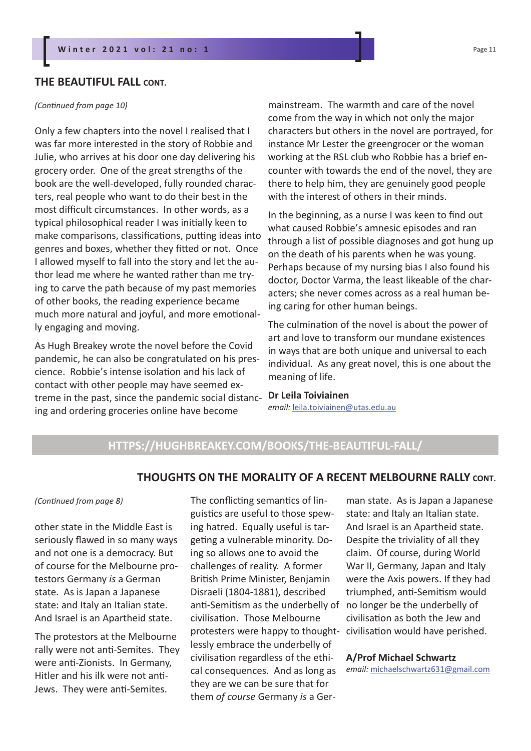## THE BEAUTIFUL FALL CONT.

*(Continued from page 10)*

Only a few chapters into the novel I realised that I was far more interested in the story of Robbie and Julie, who arrives at his door one day delivering his grocery order. One of the great strengths of the book are the well-developed, fully rounded characters, real people who want to do their best in the most difficult circumstances. In other words, as a typical philosophical reader I was initially keen to make comparisons, classifications, putting ideas into genres and boxes, whether they fitted or not. Once I allowed myself to fall into the story and let the author lead me where he wanted rather than me trying to carve the path because of my past memories of other books, the reading experience became much more natural and joyful, and more emotionally engaging and moving.

As Hugh Breakey wrote the novel before the Covid pandemic, he can also be congratulated on his prescience. Robbie's intense isolation and his lack of contact with other people may have seemed extreme in the past, since the pandemic social distancing and ordering groceries online have become mainstream. The warmth and care of the novel come from the way in which not only the major characters but others in the novel are portrayed, for instance Mr Lester the greengrocer or the woman working at the RSL club who Robbie has a brief encounter with towards the end of the novel, they are there to help him, they are genuinely good people with the interest of others in their minds.

In the beginning, as a nurse I was keen to find out what caused Robbie's amnesic episodes and ran through a list of possible diagnoses and got hung up on the death of his parents when he was young. Perhaps because of my nursing bias I also found his doctor, Doctor Varma, the least likeable of the characters; she never comes across as a real human being caring for other human beings.

The culmination of the novel is about the power of art and love to transform our mundane existences in ways that are both unique and universal to each individual. As any great novel, this is one about the meaning of life.

**Dr Leila Toiviainen**
*email:* leila.toiviainen@utas.edu.au

**HTTPS://HUGHBREAKEY.COM/BOOKS/THE-BEAUTIFUL-FALL/**

## THOUGHTS ON THE MORALITY OF A RECENT MELBOURNE RALLY CONT.

*(Continued from page 8)*

other state in the Middle East is seriously flawed in so many ways and not one is a democracy. But of course for the Melbourne protestors Germany *is* a German state. As is Japan a Japanese state: and Italy an Italian state. And Israel is an Apartheid state.

The protestors at the Melbourne rally were not anti-Semites. They were anti-Zionists. In Germany, Hitler and his ilk were not anti-Jews. They were anti-Semites.

The conflicting semantics of linguistics are useful to those spewing hatred. Equally useful is targeting a vulnerable minority. Doing so allows one to avoid the challenges of reality. A former British Prime Minister, Benjamin Disraeli (1804-1881), described anti-Semitism as the underbelly of civilisation. Those Melbourne protesters were happy to thoughtlessly embrace the underbelly of civilisation regardless of the ethical consequences. And as long as they are we can be sure that for them *of course* Germany *is* a German state. As is Japan a Japanese state: and Italy an Italian state. And Israel is an Apartheid state. Despite the triviality of all they claim. Of course, during World War II, Germany, Japan and Italy were the Axis powers. If they had triumphed, anti-Semitism would no longer be the underbelly of civilisation as both the Jew and civilisation would have perished.

**A/Prof Michael Schwartz**
*email:* michaelschwartz631@gmail.com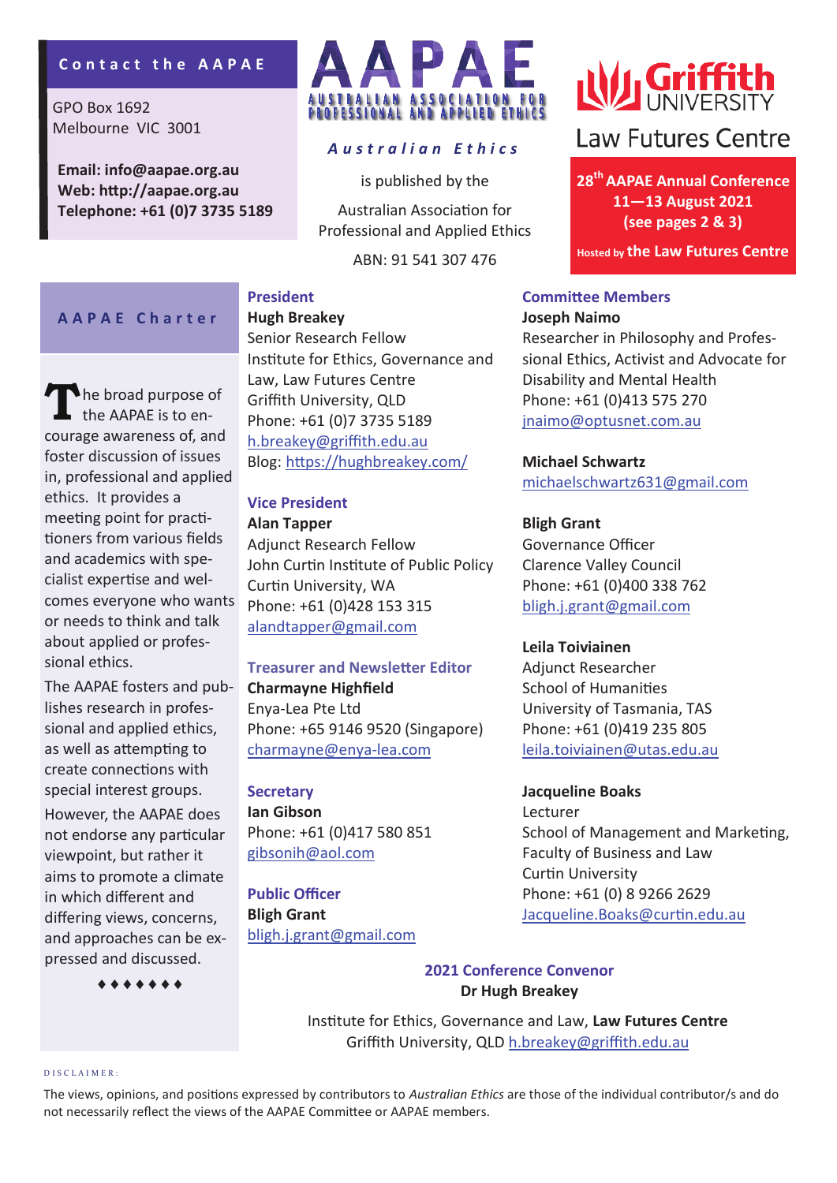## Contact the AAPAE

GPO Box 1692
Melbourne VIC 3001

**Email: info@aapae.org.au**
**Web: http://aapae.org.au**
**Telephone: +61 (0)7 3735 5189**

# AAPAE

AUSTRALIAN ASSOCIATION FOR PROFESSIONAL AND APPLIED ETHICS

***Australian Ethics***

is published by the

Australian Association for Professional and Applied Ethics

ABN: 91 541 307 476

Griffith UNIVERSITY

Law Futures Centre

**28th AAPAE Annual Conference**
**11—13 August 2021**
**(see pages 2 & 3)**

**Hosted by the Law Futures Centre**

## AAPAE Charter

The broad purpose of the AAPAE is to encourage awareness of, and foster discussion of issues in, professional and applied ethics. It provides a meeting point for practitioners from various fields and academics with specialist expertise and welcomes everyone who wants or needs to think and talk about applied or professional ethics.

The AAPAE fosters and publishes research in professional and applied ethics, as well as attempting to create connections with special interest groups.

However, the AAPAE does not endorse any particular viewpoint, but rather it aims to promote a climate in which different and differing views, concerns, and approaches can be expressed and discussed.

♦♦♦♦♦♦♦

### President

**Hugh Breakey**
Senior Research Fellow
Institute for Ethics, Governance and Law, Law Futures Centre
Griffith University, QLD
Phone: +61 (0)7 3735 5189
h.breakey@griffith.edu.au
Blog: https://hughbreakey.com/

### Vice President

**Alan Tapper**
Adjunct Research Fellow
John Curtin Institute of Public Policy
Curtin University, WA
Phone: +61 (0)428 153 315
alandtapper@gmail.com

### Treasurer and Newsletter Editor

**Charmayne Highfield**
Enya-Lea Pte Ltd
Phone: +65 9146 9520 (Singapore)
charmayne@enya-lea.com

### Secretary

**Ian Gibson**
Phone: +61 (0)417 580 851
gibsonih@aol.com

### Public Officer

**Bligh Grant**
bligh.j.grant@gmail.com

### Committee Members

**Joseph Naimo**
Researcher in Philosophy and Professional Ethics, Activist and Advocate for Disability and Mental Health
Phone: +61 (0)413 575 270
jnaimo@optusnet.com.au

**Michael Schwartz**
michaelschwartz631@gmail.com

**Bligh Grant**
Governance Officer
Clarence Valley Council
Phone: +61 (0)400 338 762
bligh.j.grant@gmail.com

**Leila Toiviainen**
Adjunct Researcher
School of Humanities
University of Tasmania, TAS
Phone: +61 (0)419 235 805
leila.toiviainen@utas.edu.au

**Jacqueline Boaks**
Lecturer
School of Management and Marketing,
Faculty of Business and Law
Curtin University
Phone: +61 (0) 8 9266 2629
Jacqueline.Boaks@curtin.edu.au

### 2021 Conference Convenor

**Dr Hugh Breakey**

Institute for Ethics, Governance and Law, **Law Futures Centre**
Griffith University, QLD h.breakey@griffith.edu.au

DISCLAIMER:

The views, opinions, and positions expressed by contributors to *Australian Ethics* are those of the individual contributor/s and do not necessarily reflect the views of the AAPAE Committee or AAPAE members.